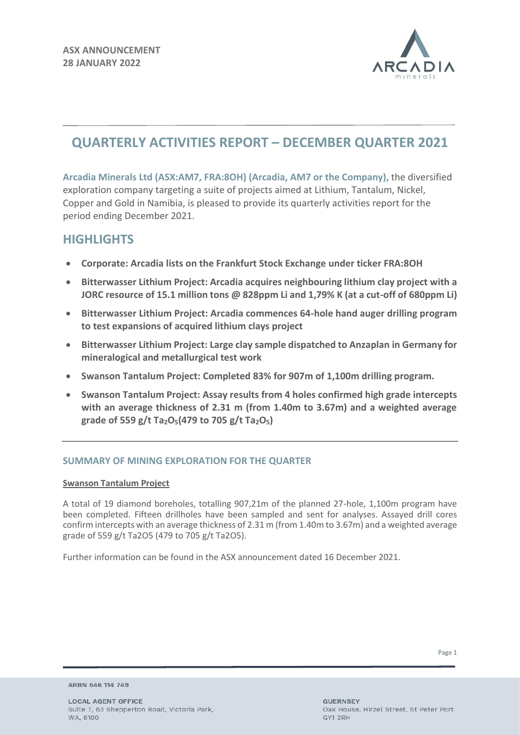**ASX ANNOUNCEMENT**
**28 JANUARY 2022**

# QUARTERLY ACTIVITIES REPORT – DECEMBER QUARTER 2021

**Arcadia Minerals Ltd (ASX:AM7, FRA:8OH) (Arcadia, AM7 or the Company),** the diversified exploration company targeting a suite of projects aimed at Lithium, Tantalum, Nickel, Copper and Gold in Namibia, is pleased to provide its quarterly activities report for the period ending December 2021.

## HIGHLIGHTS

- **Corporate: Arcadia lists on the Frankfurt Stock Exchange under ticker FRA:8OH**
- **Bitterwasser Lithium Project: Arcadia acquires neighbouring lithium clay project with a JORC resource of 15.1 million tons @ 828ppm Li and 1,79% K (at a cut-off of 680ppm Li)**
- **Bitterwasser Lithium Project: Arcadia commences 64-hole hand auger drilling program to test expansions of acquired lithium clays project**
- **Bitterwasser Lithium Project: Large clay sample dispatched to Anzaplan in Germany for mineralogical and metallurgical test work**
- **Swanson Tantalum Project: Completed 83% for 907m of 1,100m drilling program.**
- **Swanson Tantalum Project: Assay results from 4 holes confirmed high grade intercepts with an average thickness of 2.31 m (from 1.40m to 3.67m) and a weighted average grade of 559 g/t $Ta_2O_5$(479 to 705 g/t $Ta_2O_5$)**

### SUMMARY OF MINING EXPLORATION FOR THE QUARTER

**Swanson Tantalum Project**

A total of 19 diamond boreholes, totalling 907,21m of the planned 27-hole, 1,100m program have been completed. Fifteen drillholes have been sampled and sent for analyses. Assayed drill cores confirm intercepts with an average thickness of 2.31 m (from 1.40m to 3.67m) and a weighted average grade of 559 g/t Ta2O5 (479 to 705 g/t Ta2O5).

Further information can be found in the ASX announcement dated 16 December 2021.

ARBN 646 114 749

LOCAL AGENT OFFICE
Suite 7, 63 Shepperton Road, Victoria Park, WA, 6100

GUERNSEY
Oak House, Hirzel Street, St Peter Port GY1 3RH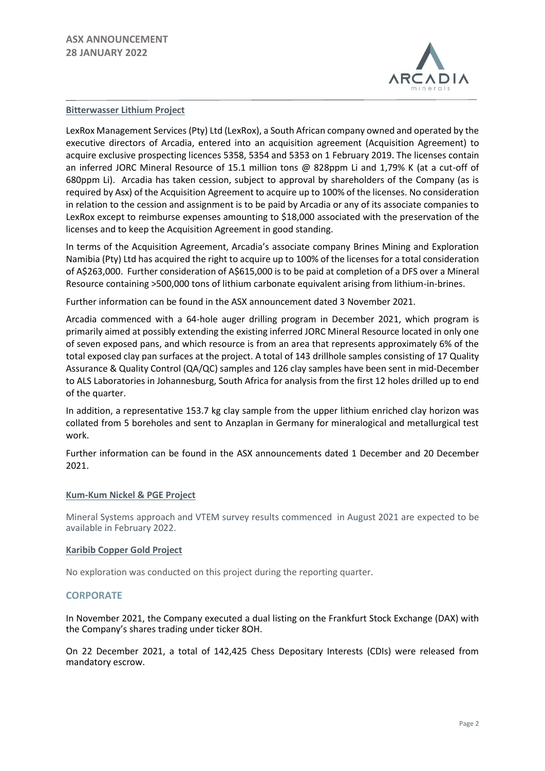### Bitterwasser Lithium Project

LexRox Management Services (Pty) Ltd (LexRox), a South African company owned and operated by the executive directors of Arcadia, entered into an acquisition agreement (Acquisition Agreement) to acquire exclusive prospecting licences 5358, 5354 and 5353 on 1 February 2019. The licenses contain an inferred JORC Mineral Resource of 15.1 million tons @ 828ppm Li and 1,79% K (at a cut-off of 680ppm Li). Arcadia has taken cession, subject to approval by shareholders of the Company (as is required by Asx) of the Acquisition Agreement to acquire up to 100% of the licenses. No consideration in relation to the cession and assignment is to be paid by Arcadia or any of its associate companies to LexRox except to reimburse expenses amounting to $18,000 associated with the preservation of the licenses and to keep the Acquisition Agreement in good standing.

In terms of the Acquisition Agreement, Arcadia's associate company Brines Mining and Exploration Namibia (Pty) Ltd has acquired the right to acquire up to 100% of the licenses for a total consideration of A$263,000. Further consideration of A$615,000 is to be paid at completion of a DFS over a Mineral Resource containing >500,000 tons of lithium carbonate equivalent arising from lithium-in-brines.

Further information can be found in the ASX announcement dated 3 November 2021.

Arcadia commenced with a 64-hole auger drilling program in December 2021, which program is primarily aimed at possibly extending the existing inferred JORC Mineral Resource located in only one of seven exposed pans, and which resource is from an area that represents approximately 6% of the total exposed clay pan surfaces at the project. A total of 143 drillhole samples consisting of 17 Quality Assurance & Quality Control (QA/QC) samples and 126 clay samples have been sent in mid-December to ALS Laboratories in Johannesburg, South Africa for analysis from the first 12 holes drilled up to end of the quarter.

In addition, a representative 153.7 kg clay sample from the upper lithium enriched clay horizon was collated from 5 boreholes and sent to Anzaplan in Germany for mineralogical and metallurgical test work.

Further information can be found in the ASX announcements dated 1 December and 20 December 2021.

### Kum-Kum Nickel & PGE Project

Mineral Systems approach and VTEM survey results commenced in August 2021 are expected to be available in February 2022.

### Karibib Copper Gold Project

No exploration was conducted on this project during the reporting quarter.

## CORPORATE

In November 2021, the Company executed a dual listing on the Frankfurt Stock Exchange (DAX) with the Company's shares trading under ticker 8OH.

On 22 December 2021, a total of 142,425 Chess Depositary Interests (CDIs) were released from mandatory escrow.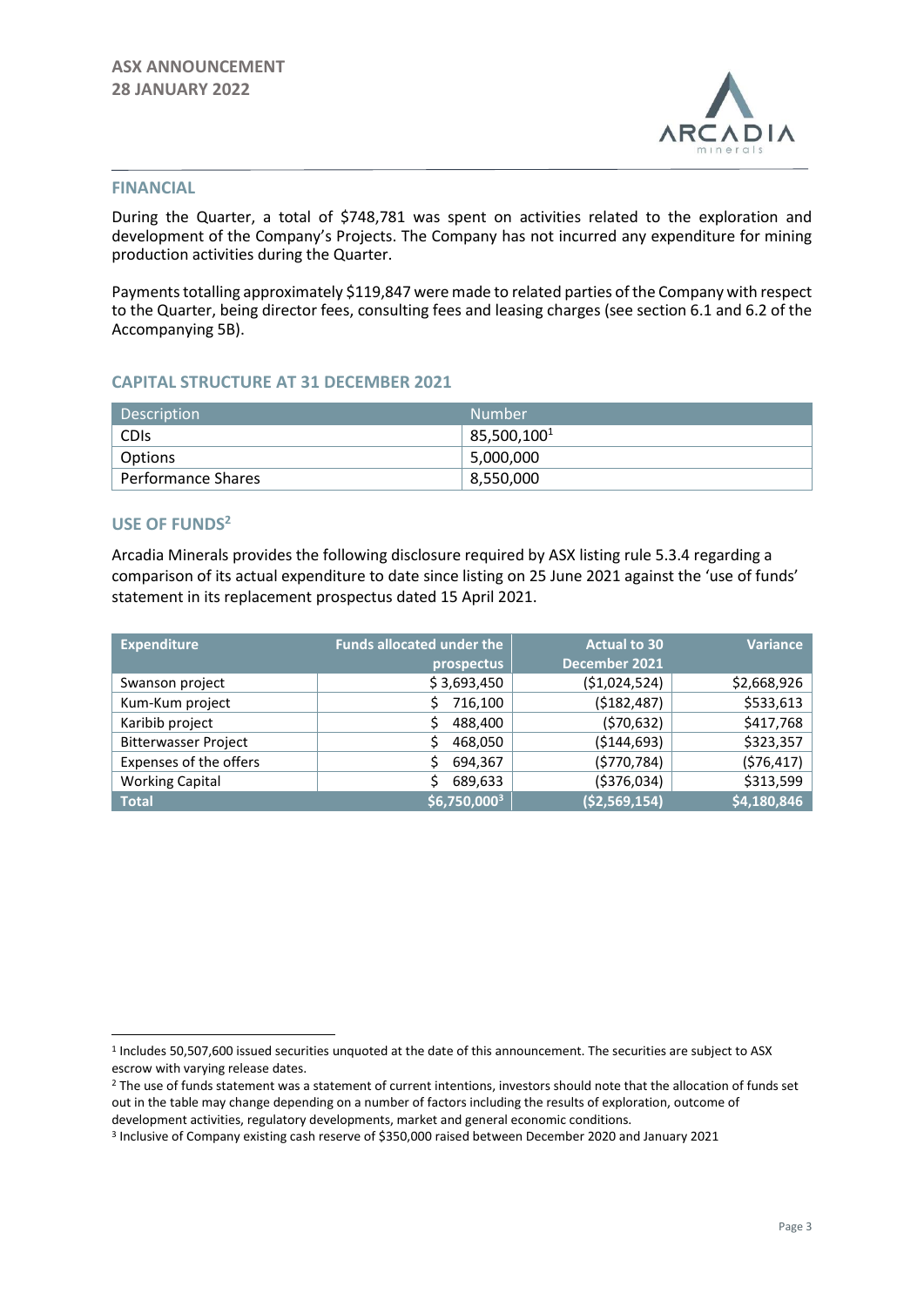## FINANCIAL

During the Quarter, a total of $748,781 was spent on activities related to the exploration and development of the Company's Projects. The Company has not incurred any expenditure for mining production activities during the Quarter.

Payments totalling approximately $119,847 were made to related parties of the Company with respect to the Quarter, being director fees, consulting fees and leasing charges (see section 6.1 and 6.2 of the Accompanying 5B).

## CAPITAL STRUCTURE AT 31 DECEMBER 2021

| Description | Number |
|---|---|
| CDIs | 85,500,100[1] |
| Options | 5,000,000 |
| Performance Shares | 8,550,000 |

## USE OF FUNDS[2]

Arcadia Minerals provides the following disclosure required by ASX listing rule 5.3.4 regarding a comparison of its actual expenditure to date since listing on 25 June 2021 against the 'use of funds' statement in its replacement prospectus dated 15 April 2021.

| Expenditure | Funds allocated under the prospectus | Actual to 30 December 2021 | Variance |
|---|---|---|---|
| Swanson project | $ 3,693,450 | ($1,024,524) | $2,668,926 |
| Kum-Kum project | $ 716,100 | ($182,487) | $533,613 |
| Karibib project | $ 488,400 | ($70,632) | $417,768 |
| Bitterwasser Project | $ 468,050 | ($144,693) | $323,357 |
| Expenses of the offers | $ 694,367 | ($770,784) | ($76,417) |
| Working Capital | $ 689,633 | ($376,034) | $313,599 |
| **Total** | **$6,750,000[3]** | **($2,569,154)** | **$4,180,846** |

[1] Includes 50,507,600 issued securities unquoted at the date of this announcement. The securities are subject to ASX escrow with varying release dates.

[2] The use of funds statement was a statement of current intentions, investors should note that the allocation of funds set out in the table may change depending on a number of factors including the results of exploration, outcome of development activities, regulatory developments, market and general economic conditions.

[3] Inclusive of Company existing cash reserve of $350,000 raised between December 2020 and January 2021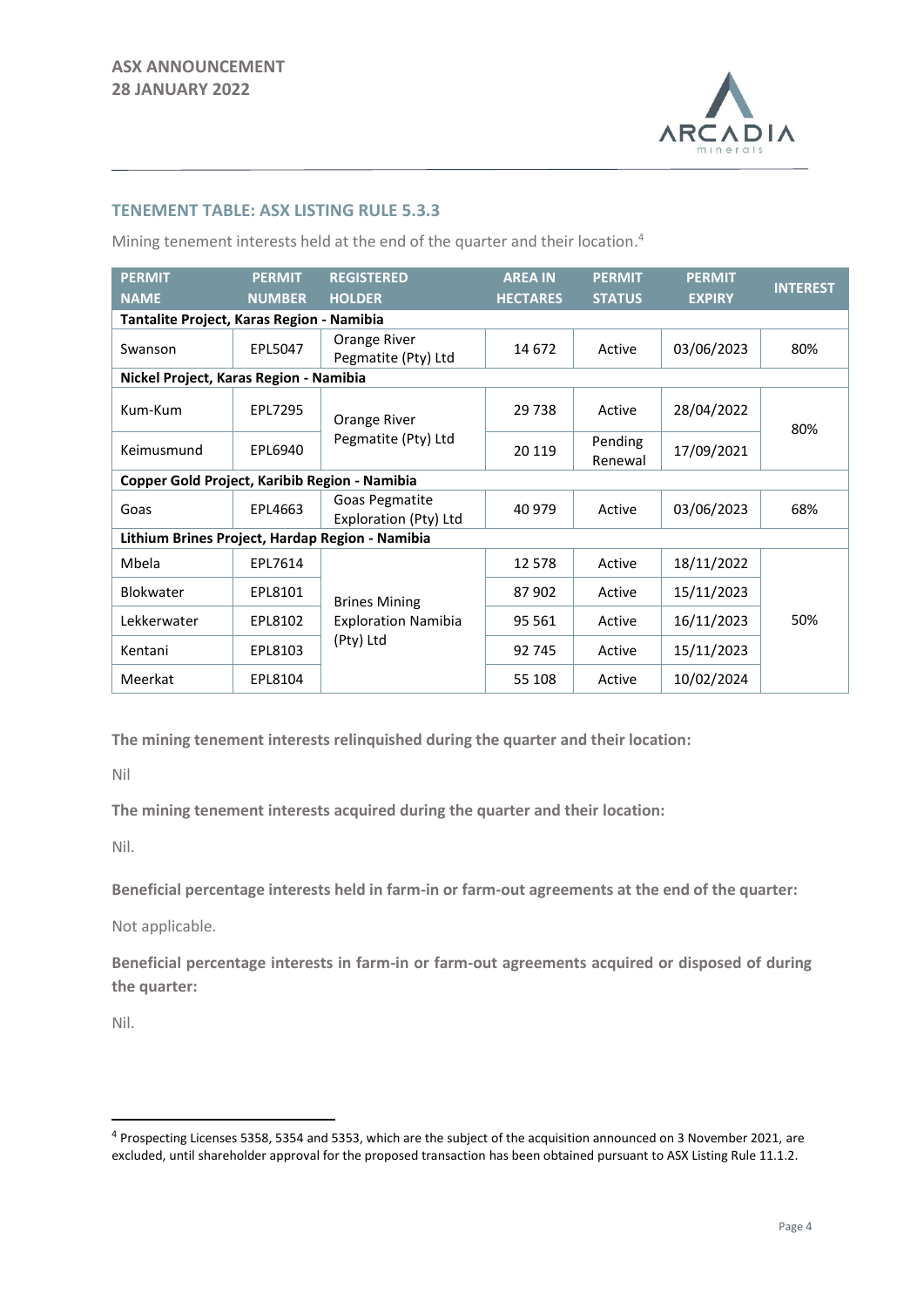## TENEMENT TABLE: ASX LISTING RULE 5.3.3

Mining tenement interests held at the end of the quarter and their location.[4]

| PERMIT NAME | PERMIT NUMBER | REGISTERED HOLDER | AREA IN HECTARES | PERMIT STATUS | PERMIT EXPIRY | INTEREST |
|---|---|---|---|---|---|---|
| **Tantalite Project, Karas Region - Namibia** | | | | | | |
| Swanson | EPL5047 | Orange River Pegmatite (Pty) Ltd | 14 672 | Active | 03/06/2023 | 80% |
| **Nickel Project, Karas Region - Namibia** | | | | | | |
| Kum-Kum | EPL7295 | Orange River Pegmatite (Pty) Ltd | 29 738 | Active | 28/04/2022 | 80% |
| Keimusmund | EPL6940 | | 20 119 | Pending Renewal | 17/09/2021 | |
| **Copper Gold Project, Karibib Region - Namibia** | | | | | | |
| Goas | EPL4663 | Goas Pegmatite Exploration (Pty) Ltd | 40 979 | Active | 03/06/2023 | 68% |
| **Lithium Brines Project, Hardap Region - Namibia** | | | | | | |
| Mbela | EPL7614 | Brines Mining Exploration Namibia (Pty) Ltd | 12 578 | Active | 18/11/2022 | 50% |
| Blokwater | EPL8101 | | 87 902 | Active | 15/11/2023 | |
| Lekkerwater | EPL8102 | | 95 561 | Active | 16/11/2023 | |
| Kentani | EPL8103 | | 92 745 | Active | 15/11/2023 | |
| Meerkat | EPL8104 | | 55 108 | Active | 10/02/2024 | |

**The mining tenement interests relinquished during the quarter and their location:**

Nil

**The mining tenement interests acquired during the quarter and their location:**

Nil.

**Beneficial percentage interests held in farm-in or farm-out agreements at the end of the quarter:**

Not applicable.

**Beneficial percentage interests in farm-in or farm-out agreements acquired or disposed of during the quarter:**

Nil.

[4] Prospecting Licenses 5358, 5354 and 5353, which are the subject of the acquisition announced on 3 November 2021, are excluded, until shareholder approval for the proposed transaction has been obtained pursuant to ASX Listing Rule 11.1.2.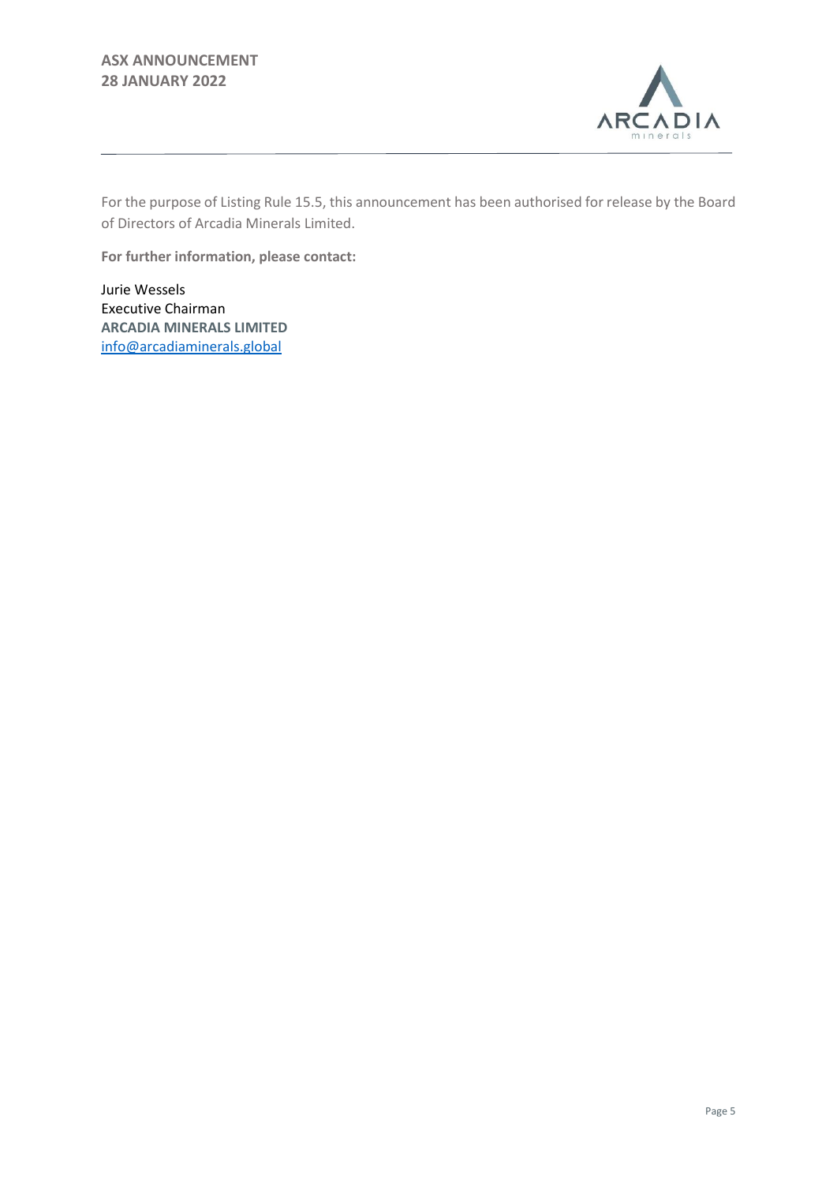For the purpose of Listing Rule 15.5, this announcement has been authorised for release by the Board of Directors of Arcadia Minerals Limited.

**For further information, please contact:**

Jurie Wessels
Executive Chairman
**ARCADIA MINERALS LIMITED**
info@arcadiaminerals.global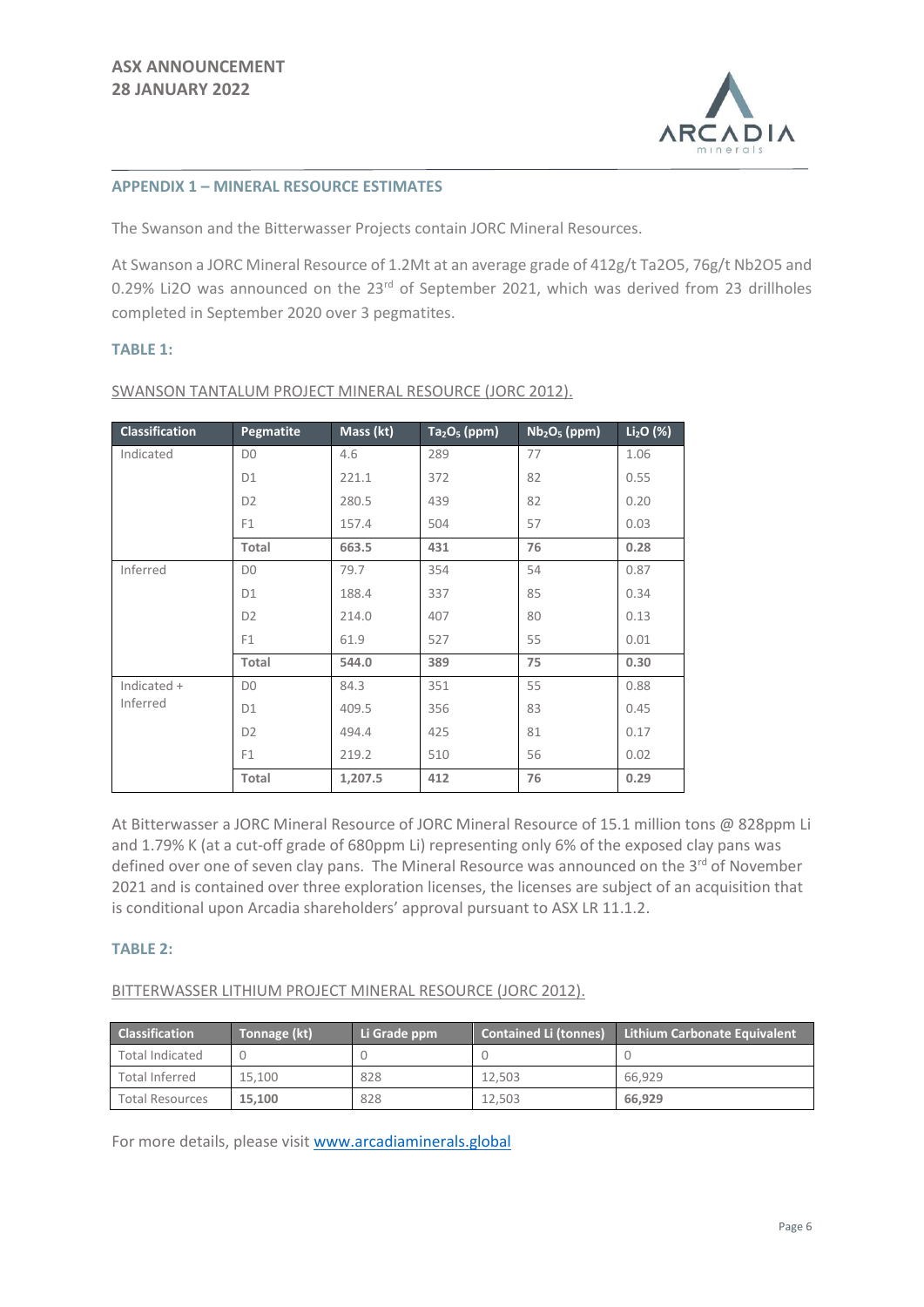## APPENDIX 1 – MINERAL RESOURCE ESTIMATES

The Swanson and the Bitterwasser Projects contain JORC Mineral Resources.

At Swanson a JORC Mineral Resource of 1.2Mt at an average grade of 412g/t Ta2O5, 76g/t Nb2O5 and 0.29% Li2O was announced on the 23rd of September 2021, which was derived from 23 drillholes completed in September 2020 over 3 pegmatites.

### TABLE 1:

SWANSON TANTALUM PROJECT MINERAL RESOURCE (JORC 2012).

| Classification | Pegmatite | Mass (kt) | $Ta_2O_5$ (ppm) | $Nb_2O_5$ (ppm) | $Li_2O$ (%) |
|---|---|---|---|---|---|
| Indicated | D0 | 4.6 | 289 | 77 | 1.06 |
| | D1 | 221.1 | 372 | 82 | 0.55 |
| | D2 | 280.5 | 439 | 82 | 0.20 |
| | F1 | 157.4 | 504 | 57 | 0.03 |
| | **Total** | **663.5** | **431** | **76** | **0.28** |
| Inferred | D0 | 79.7 | 354 | 54 | 0.87 |
| | D1 | 188.4 | 337 | 85 | 0.34 |
| | D2 | 214.0 | 407 | 80 | 0.13 |
| | F1 | 61.9 | 527 | 55 | 0.01 |
| | **Total** | **544.0** | **389** | **75** | **0.30** |
| Indicated + Inferred | D0 | 84.3 | 351 | 55 | 0.88 |
| | D1 | 409.5 | 356 | 83 | 0.45 |
| | D2 | 494.4 | 425 | 81 | 0.17 |
| | F1 | 219.2 | 510 | 56 | 0.02 |
| | **Total** | **1,207.5** | **412** | **76** | **0.29** |

At Bitterwasser a JORC Mineral Resource of JORC Mineral Resource of 15.1 million tons @ 828ppm Li and 1.79% K (at a cut-off grade of 680ppm Li) representing only 6% of the exposed clay pans was defined over one of seven clay pans. The Mineral Resource was announced on the 3rd of November 2021 and is contained over three exploration licenses, the licenses are subject of an acquisition that is conditional upon Arcadia shareholders' approval pursuant to ASX LR 11.1.2.

### TABLE 2:

BITTERWASSER LITHIUM PROJECT MINERAL RESOURCE (JORC 2012).

| Classification | Tonnage (kt) | Li Grade ppm | Contained Li (tonnes) | Lithium Carbonate Equivalent |
|---|---|---|---|---|
| Total Indicated | 0 | 0 | 0 | 0 |
| Total Inferred | 15,100 | 828 | 12,503 | 66,929 |
| Total Resources | **15,100** | 828 | 12,503 | **66,929** |

For more details, please visit [www.arcadiaminerals.global](www.arcadiaminerals.global)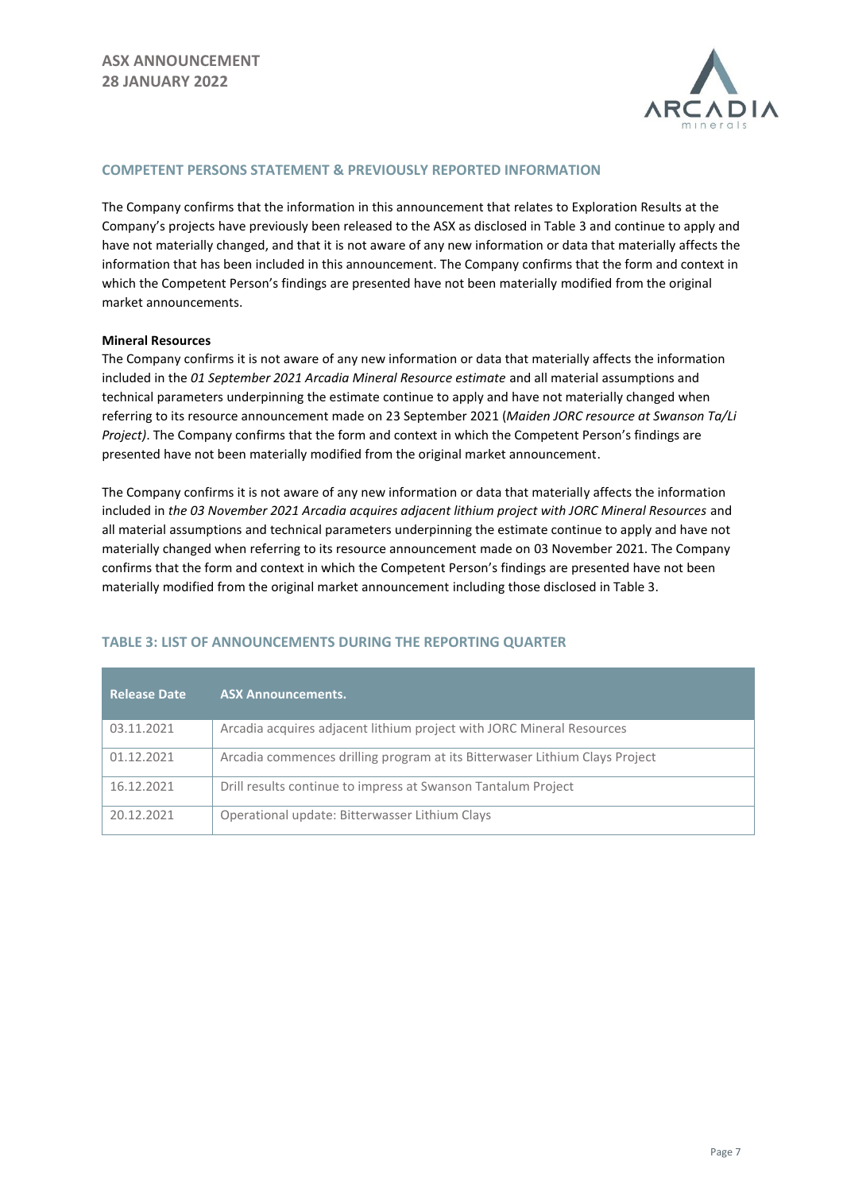## COMPETENT PERSONS STATEMENT & PREVIOUSLY REPORTED INFORMATION

The Company confirms that the information in this announcement that relates to Exploration Results at the Company's projects have previously been released to the ASX as disclosed in Table 3 and continue to apply and have not materially changed, and that it is not aware of any new information or data that materially affects the information that has been included in this announcement. The Company confirms that the form and context in which the Competent Person's findings are presented have not been materially modified from the original market announcements.

**Mineral Resources**

The Company confirms it is not aware of any new information or data that materially affects the information included in the *01 September 2021 Arcadia Mineral Resource estimate* and all material assumptions and technical parameters underpinning the estimate continue to apply and have not materially changed when referring to its resource announcement made on 23 September 2021 (*Maiden JORC resource at Swanson Ta/Li Project)*. The Company confirms that the form and context in which the Competent Person's findings are presented have not been materially modified from the original market announcement.

The Company confirms it is not aware of any new information or data that materially affects the information included in *the 03 November 2021 Arcadia acquires adjacent lithium project with JORC Mineral Resources* and all material assumptions and technical parameters underpinning the estimate continue to apply and have not materially changed when referring to its resource announcement made on 03 November 2021. The Company confirms that the form and context in which the Competent Person's findings are presented have not been materially modified from the original market announcement including those disclosed in Table 3.

## TABLE 3: LIST OF ANNOUNCEMENTS DURING THE REPORTING QUARTER

| Release Date | ASX Announcements. |
|---|---|
| 03.11.2021 | Arcadia acquires adjacent lithium project with JORC Mineral Resources |
| 01.12.2021 | Arcadia commences drilling program at its Bitterwaser Lithium Clays Project |
| 16.12.2021 | Drill results continue to impress at Swanson Tantalum Project |
| 20.12.2021 | Operational update: Bitterwasser Lithium Clays |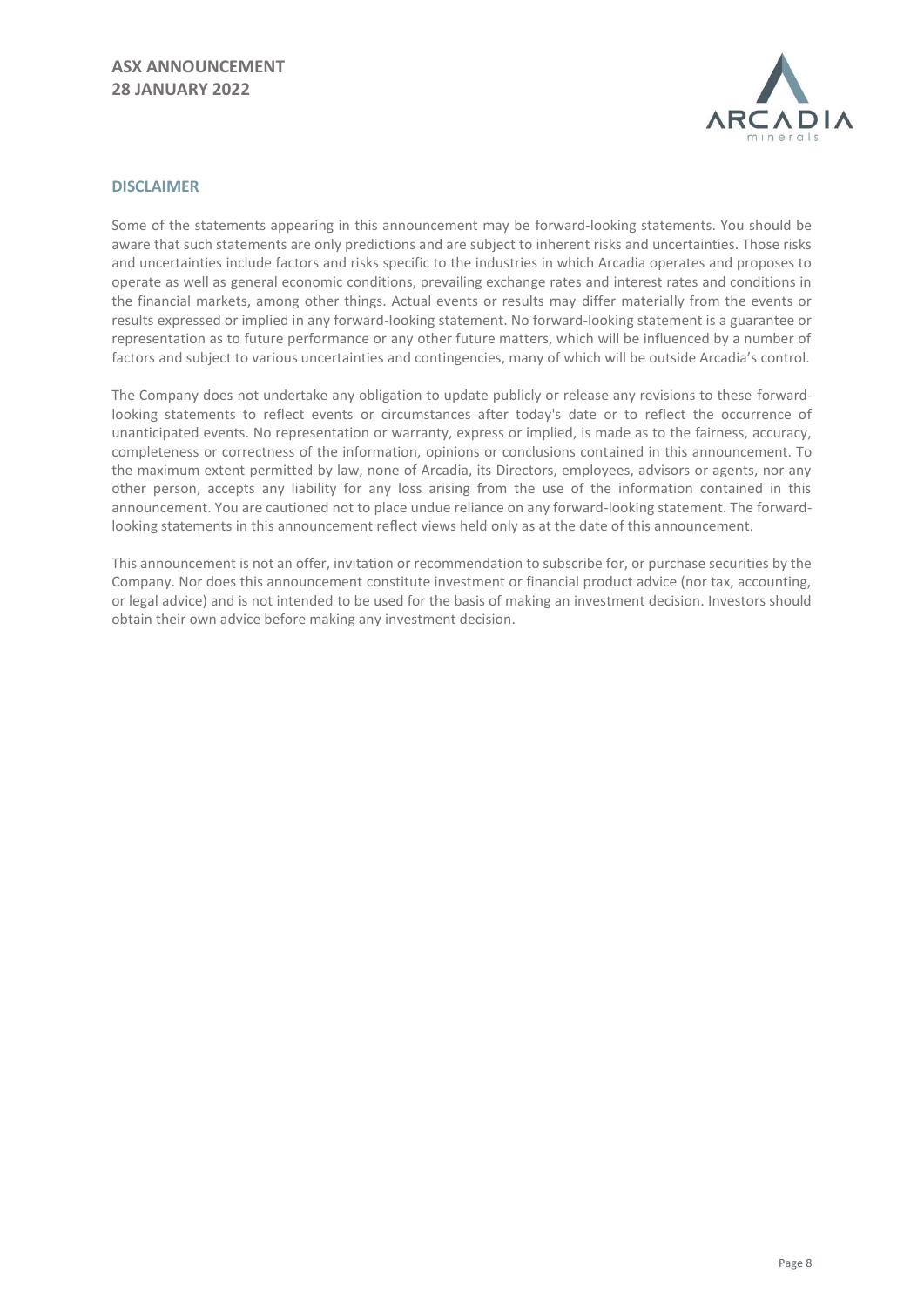## DISCLAIMER

Some of the statements appearing in this announcement may be forward-looking statements. You should be aware that such statements are only predictions and are subject to inherent risks and uncertainties. Those risks and uncertainties include factors and risks specific to the industries in which Arcadia operates and proposes to operate as well as general economic conditions, prevailing exchange rates and interest rates and conditions in the financial markets, among other things. Actual events or results may differ materially from the events or results expressed or implied in any forward-looking statement. No forward-looking statement is a guarantee or representation as to future performance or any other future matters, which will be influenced by a number of factors and subject to various uncertainties and contingencies, many of which will be outside Arcadia's control.

The Company does not undertake any obligation to update publicly or release any revisions to these forward-looking statements to reflect events or circumstances after today's date or to reflect the occurrence of unanticipated events. No representation or warranty, express or implied, is made as to the fairness, accuracy, completeness or correctness of the information, opinions or conclusions contained in this announcement. To the maximum extent permitted by law, none of Arcadia, its Directors, employees, advisors or agents, nor any other person, accepts any liability for any loss arising from the use of the information contained in this announcement. You are cautioned not to place undue reliance on any forward-looking statement. The forward-looking statements in this announcement reflect views held only as at the date of this announcement.

This announcement is not an offer, invitation or recommendation to subscribe for, or purchase securities by the Company. Nor does this announcement constitute investment or financial product advice (nor tax, accounting, or legal advice) and is not intended to be used for the basis of making an investment decision. Investors should obtain their own advice before making any investment decision.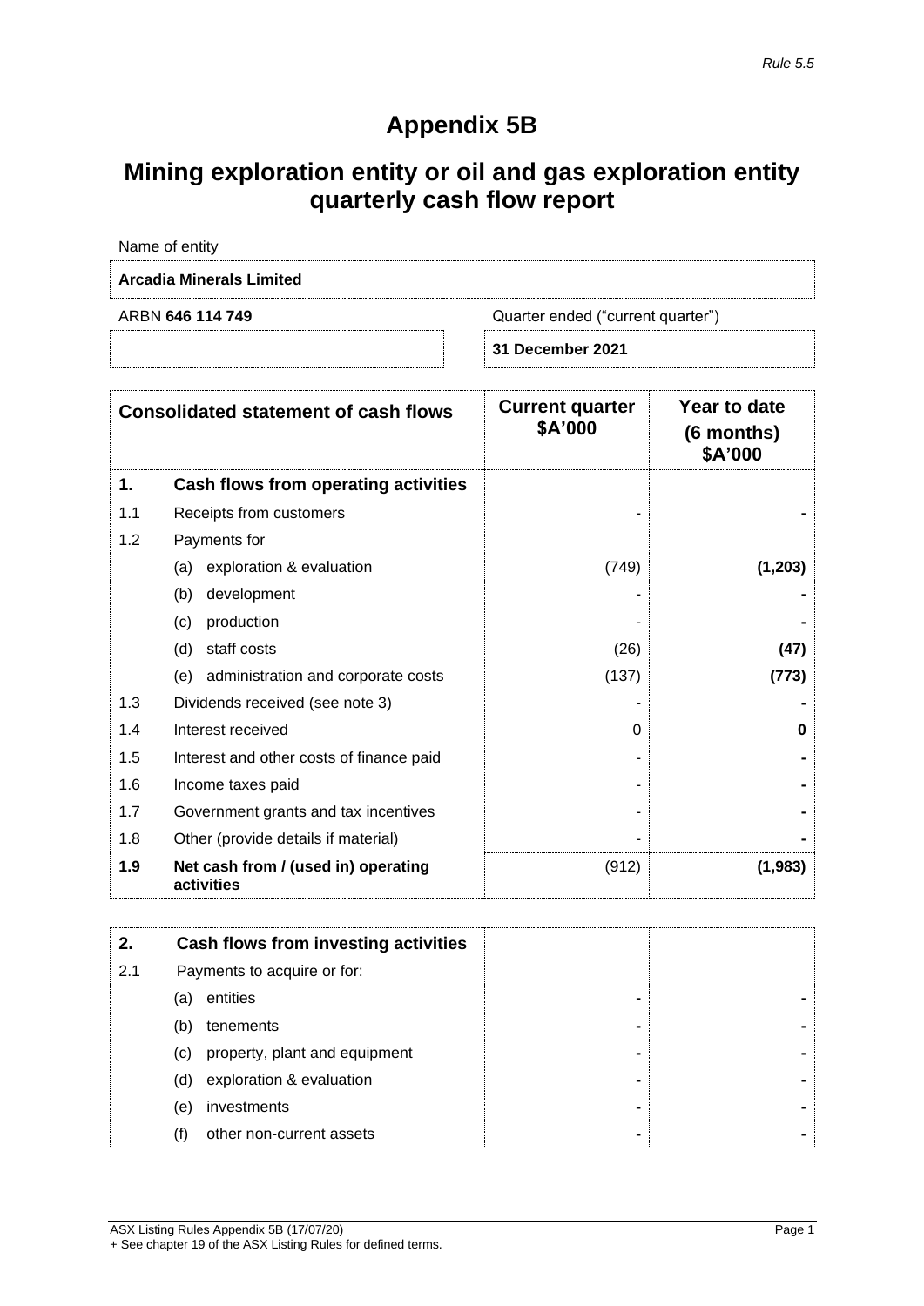*Rule 5.5*

# Appendix 5B

## Mining exploration entity or oil and gas exploration entity quarterly cash flow report

| Name of entity | |
|---|---|
| **Arcadia Minerals Limited** | |
| ARBN **646 114 749** | Quarter ended ("current quarter") |
| | **31 December 2021** |

| | Consolidated statement of cash flows | Current quarter $A'000 | Year to date (6 months) $A'000 |
|---|---|---|---|
| **1.** | **Cash flows from operating activities** | | |
| 1.1 | Receipts from customers | - | **-** |
| 1.2 | Payments for | | |
| | (a) exploration & evaluation | (749) | **(1,203)** |
| | (b) development | - | **-** |
| | (c) production | - | **-** |
| | (d) staff costs | (26) | **(47)** |
| | (e) administration and corporate costs | (137) | **(773)** |
| 1.3 | Dividends received (see note 3) | - | **-** |
| 1.4 | Interest received | 0 | **0** |
| 1.5 | Interest and other costs of finance paid | - | **-** |
| 1.6 | Income taxes paid | - | **-** |
| 1.7 | Government grants and tax incentives | - | **-** |
| 1.8 | Other (provide details if material) | - | **-** |
| **1.9** | **Net cash from / (used in) operating activities** | (912) | **(1,983)** |

| **2.** | **Cash flows from investing activities** | | |
|---|---|---|---|
| 2.1 | Payments to acquire or for: | | |
| | (a) entities | **-** | **-** |
| | (b) tenements | **-** | **-** |
| | (c) property, plant and equipment | **-** | **-** |
| | (d) exploration & evaluation | **-** | **-** |
| | (e) investments | **-** | **-** |
| | (f) other non-current assets | **-** | **-** |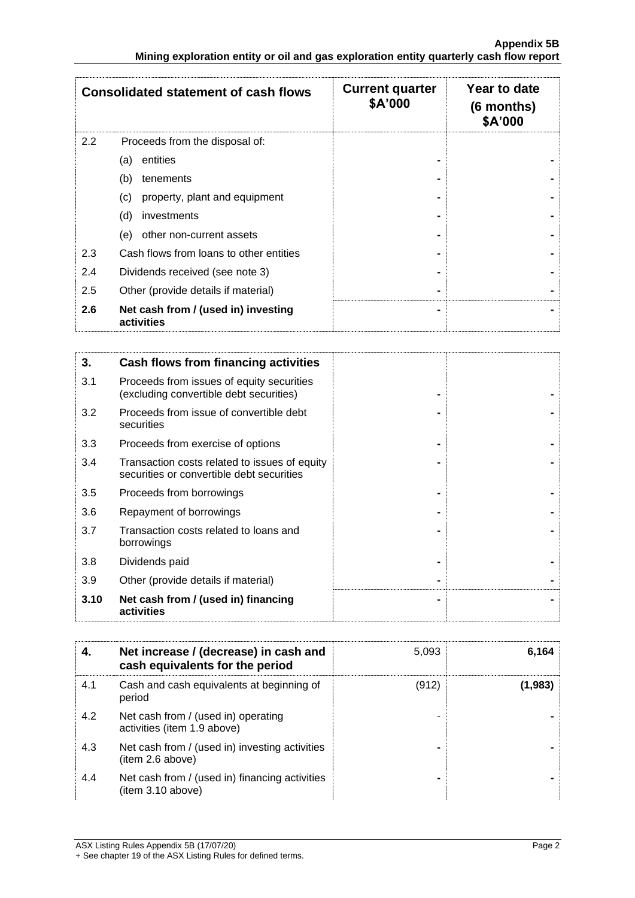| Consolidated statement of cash flows | | Current quarter $A'000 | Year to date (6 months) $A'000 |
|---|---|---|---|
| 2.2 | Proceeds from the disposal of: | | |
| | (a) entities | - | - |
| | (b) tenements | - | - |
| | (c) property, plant and equipment | - | - |
| | (d) investments | - | - |
| | (e) other non-current assets | - | - |
| 2.3 | Cash flows from loans to other entities | - | - |
| 2.4 | Dividends received (see note 3) | - | - |
| 2.5 | Other (provide details if material) | - | - |
| **2.6** | **Net cash from / (used in) investing activities** | - | - |

| **3.** | **Cash flows from financing activities** | | |
|---|---|---|---|
| 3.1 | Proceeds from issues of equity securities (excluding convertible debt securities) | - | - |
| 3.2 | Proceeds from issue of convertible debt securities | - | - |
| 3.3 | Proceeds from exercise of options | - | - |
| 3.4 | Transaction costs related to issues of equity securities or convertible debt securities | - | - |
| 3.5 | Proceeds from borrowings | - | - |
| 3.6 | Repayment of borrowings | - | - |
| 3.7 | Transaction costs related to loans and borrowings | - | - |
| 3.8 | Dividends paid | - | - |
| 3.9 | Other (provide details if material) | - | - |
| **3.10** | **Net cash from / (used in) financing activities** | - | - |

| **4.** | **Net increase / (decrease) in cash and cash equivalents for the period** | 5,093 | **6,164** |
|---|---|---|---|
| 4.1 | Cash and cash equivalents at beginning of period | (912) | **(1,983)** |
| 4.2 | Net cash from / (used in) operating activities (item 1.9 above) | - | - |
| 4.3 | Net cash from / (used in) investing activities (item 2.6 above) | - | - |
| 4.4 | Net cash from / (used in) financing activities (item 3.10 above) | - | - |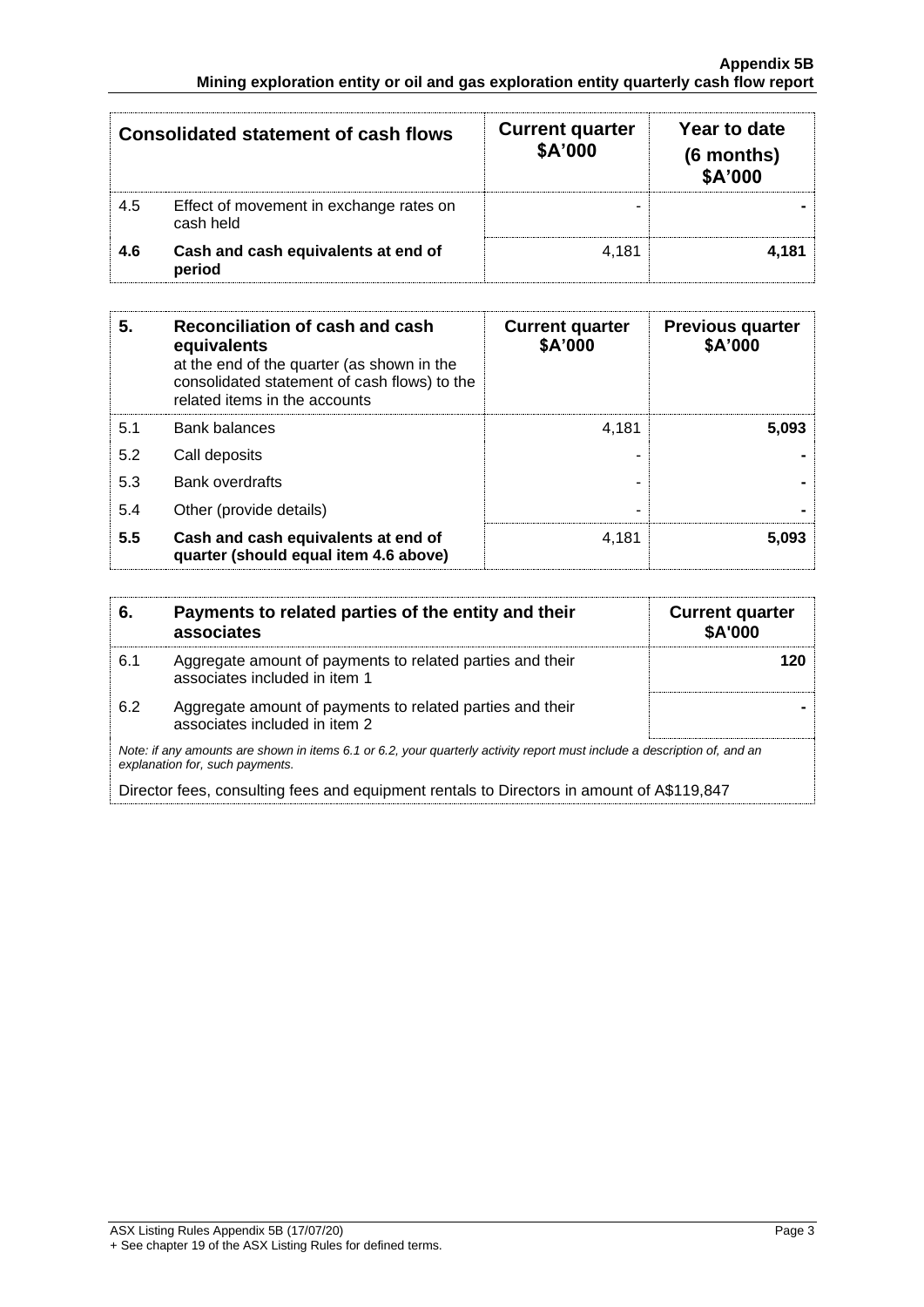| Consolidated statement of cash flows | | Current quarter $A'000 | Year to date (6 months) $A'000 |
|---|---|---|---|
| 4.5 | Effect of movement in exchange rates on cash held | - | **-** |
| **4.6** | **Cash and cash equivalents at end of period** | 4,181 | **4,181** |

| **5.** | **Reconciliation of cash and cash equivalents** at the end of the quarter (as shown in the consolidated statement of cash flows) to the related items in the accounts | **Current quarter $A'000** | **Previous quarter $A'000** |
|---|---|---|---|
| 5.1 | Bank balances | 4,181 | **5,093** |
| 5.2 | Call deposits | - | **-** |
| 5.3 | Bank overdrafts | - | **-** |
| 5.4 | Other (provide details) | - | **-** |
| **5.5** | **Cash and cash equivalents at end of quarter (should equal item 4.6 above)** | 4,181 | **5,093** |

| **6.** | **Payments to related parties of the entity and their associates** | **Current quarter $A'000** |
|---|---|---|
| 6.1 | Aggregate amount of payments to related parties and their associates included in item 1 | **120** |
| 6.2 | Aggregate amount of payments to related parties and their associates included in item 2 | **-** |

*Note: if any amounts are shown in items 6.1 or 6.2, your quarterly activity report must include a description of, and an explanation for, such payments.*

Director fees, consulting fees and equipment rentals to Directors in amount of A$119,847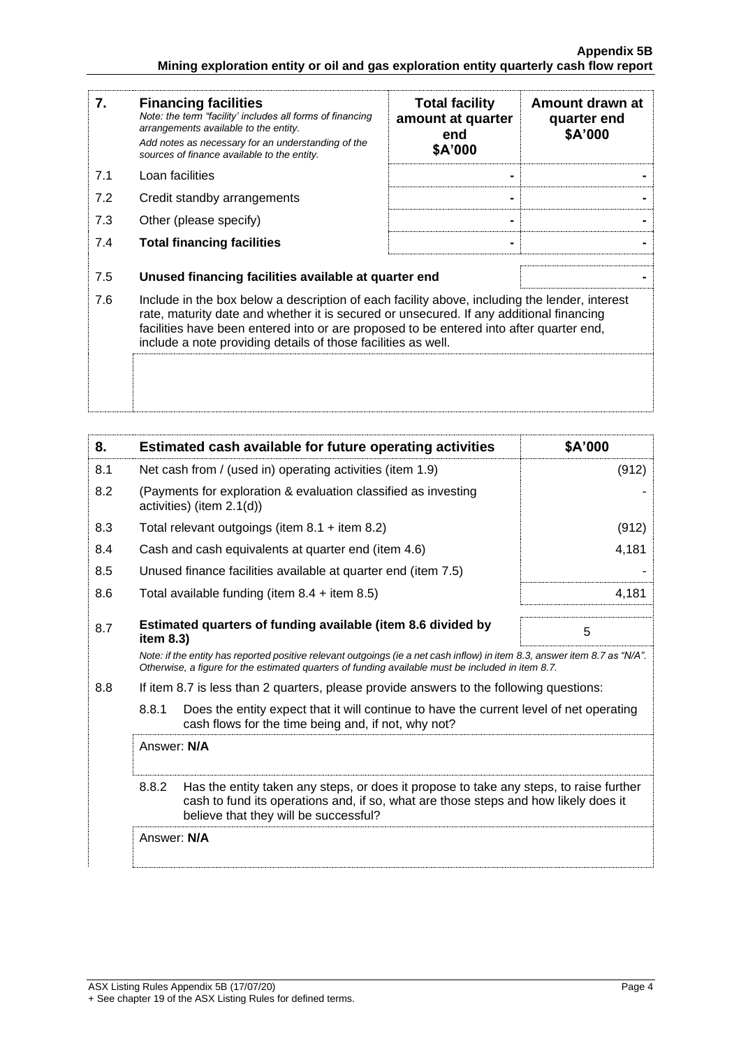| 7. | **Financing facilities**<br>*Note: the term "facility' includes all forms of financing arrangements available to the entity.*<br>*Add notes as necessary for an understanding of the sources of finance available to the entity.* | **Total facility amount at quarter end**<br>**\$A'000** | **Amount drawn at quarter end**<br>**\$A'000** |
|---|---|---|---|
| 7.1 | Loan facilities | - | - |
| 7.2 | Credit standby arrangements | - | - |
| 7.3 | Other (please specify) | - | - |
| 7.4 | **Total financing facilities** | - | - |

| | | |
|---|---|---|
| 7.5 | **Unused financing facilities available at quarter end** | - |
| 7.6 | Include in the box below a description of each facility above, including the lender, interest rate, maturity date and whether it is secured or unsecured. If any additional financing facilities have been entered into or are proposed to be entered into after quarter end, include a note providing details of those facilities as well. | |

| 8. | **Estimated cash available for future operating activities** | **\$A'000** |
|---|---|---|
| 8.1 | Net cash from / (used in) operating activities (item 1.9) | (912) |
| 8.2 | (Payments for exploration & evaluation classified as investing activities) (item 2.1(d)) | - |
| 8.3 | Total relevant outgoings (item 8.1 + item 8.2) | (912) |
| 8.4 | Cash and cash equivalents at quarter end (item 4.6) | 4,181 |
| 8.5 | Unused finance facilities available at quarter end (item 7.5) | - |
| 8.6 | Total available funding (item 8.4 + item 8.5) | 4,181 |
| 8.7 | **Estimated quarters of funding available (item 8.6 divided by item 8.3)** | 5 |

*Note: if the entity has reported positive relevant outgoings (ie a net cash inflow) in item 8.3, answer item 8.7 as "N/A". Otherwise, a figure for the estimated quarters of funding available must be included in item 8.7.*

8.8 If item 8.7 is less than 2 quarters, please provide answers to the following questions:

8.8.1 Does the entity expect that it will continue to have the current level of net operating cash flows for the time being and, if not, why not?

Answer: **N/A**

8.8.2 Has the entity taken any steps, or does it propose to take any steps, to raise further cash to fund its operations and, if so, what are those steps and how likely does it believe that they will be successful?

Answer: **N/A**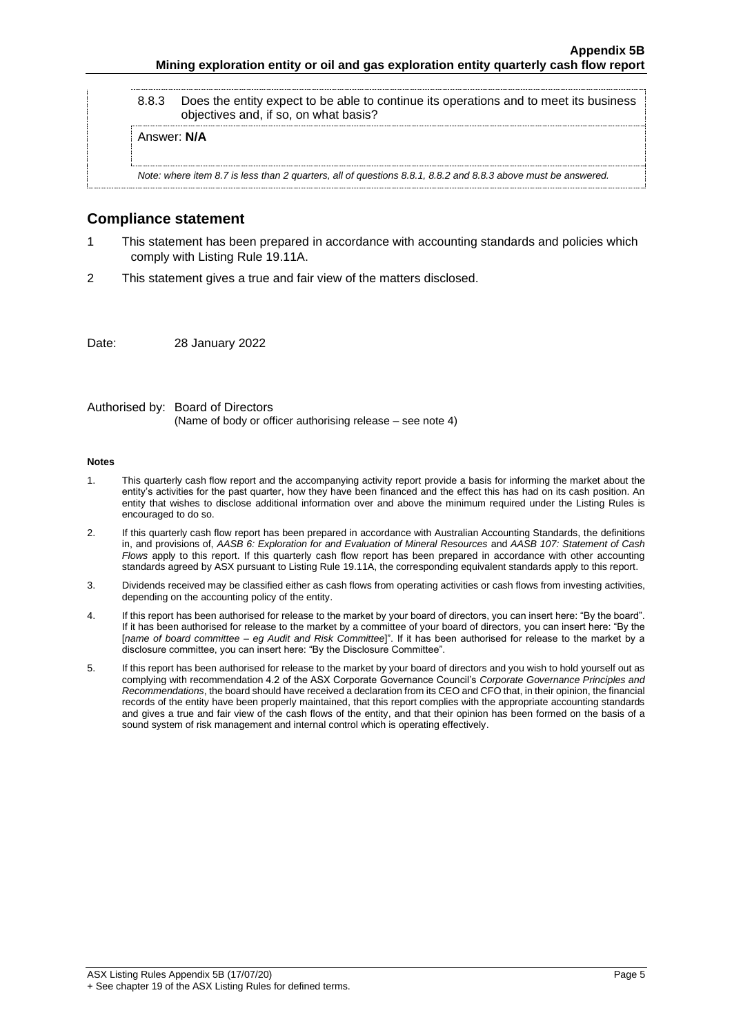| | |
|---|---|
| 8.8.3 | Does the entity expect to be able to continue its operations and to meet its business objectives and, if so, on what basis? |
| Answer: **N/A** | |
| *Note: where item 8.7 is less than 2 quarters, all of questions 8.8.1, 8.8.2 and 8.8.3 above must be answered.* | |

## Compliance statement

1 This statement has been prepared in accordance with accounting standards and policies which comply with Listing Rule 19.11A.

2 This statement gives a true and fair view of the matters disclosed.

Date: 28 January 2022

Authorised by: Board of Directors
(Name of body or officer authorising release – see note 4)

#### Notes

1. This quarterly cash flow report and the accompanying activity report provide a basis for informing the market about the entity's activities for the past quarter, how they have been financed and the effect this has had on its cash position. An entity that wishes to disclose additional information over and above the minimum required under the Listing Rules is encouraged to do so.
2. If this quarterly cash flow report has been prepared in accordance with Australian Accounting Standards, the definitions in, and provisions of, *AASB 6: Exploration for and Evaluation of Mineral Resources* and *AASB 107: Statement of Cash Flows* apply to this report. If this quarterly cash flow report has been prepared in accordance with other accounting standards agreed by ASX pursuant to Listing Rule 19.11A, the corresponding equivalent standards apply to this report.
3. Dividends received may be classified either as cash flows from operating activities or cash flows from investing activities, depending on the accounting policy of the entity.
4. If this report has been authorised for release to the market by your board of directors, you can insert here: "By the board". If it has been authorised for release to the market by a committee of your board of directors, you can insert here: "By the [*name of board committee – eg Audit and Risk Committee*]". If it has been authorised for release to the market by a disclosure committee, you can insert here: "By the Disclosure Committee".
5. If this report has been authorised for release to the market by your board of directors and you wish to hold yourself out as complying with recommendation 4.2 of the ASX Corporate Governance Council's *Corporate Governance Principles and Recommendations*, the board should have received a declaration from its CEO and CFO that, in their opinion, the financial records of the entity have been properly maintained, that this report complies with the appropriate accounting standards and gives a true and fair view of the cash flows of the entity, and that their opinion has been formed on the basis of a sound system of risk management and internal control which is operating effectively.